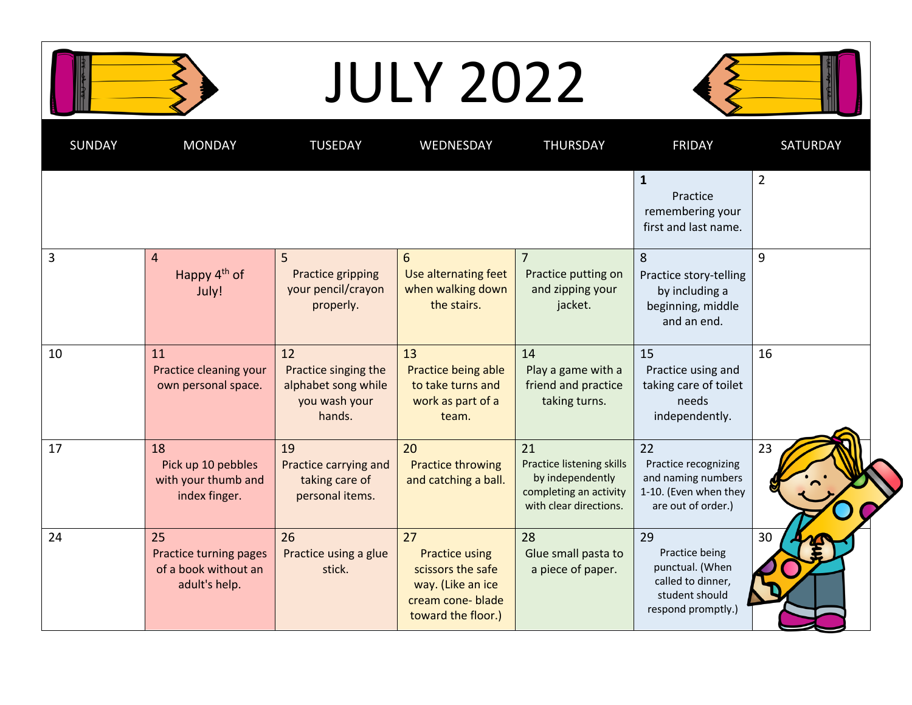# JULY 2022

| SUNDAY | MONDAY | TUSEDAY | WEDNESDAY | THURSDAY | FRIDAY | SATURDAY |
|---|---|---|---|---|---|---|
| | | | | | **1** Practice remembering your first and last name. | 2 |
| 3 | 4 Happy 4th of July! | 5 Practice gripping your pencil/crayon properly. | 6 Use alternating feet when walking down the stairs. | 7 Practice putting on and zipping your jacket. | 8 Practice story-telling by including a beginning, middle and an end. | 9 |
| 10 | 11 Practice cleaning your own personal space. | 12 Practice singing the alphabet song while you wash your hands. | 13 Practice being able to take turns and work as part of a team. | 14 Play a game with a friend and practice taking turns. | 15 Practice using and taking care of toilet needs independently. | 16 |
| 17 | 18 Pick up 10 pebbles with your thumb and index finger. | 19 Practice carrying and taking care of personal items. | 20 Practice throwing and catching a ball. | 21 Practice listening skills by independently completing an activity with clear directions. | 22 Practice recognizing and naming numbers 1-10. (Even when they are out of order.) | 23 |
| 24 | 25 Practice turning pages of a book without an adult's help. | 26 Practice using a glue stick. | 27 Practice using scissors the safe way. (Like an ice cream cone- blade toward the floor.) | 28 Glue small pasta to a piece of paper. | 29 Practice being punctual. (When called to dinner, student should respond promptly.) | 30 |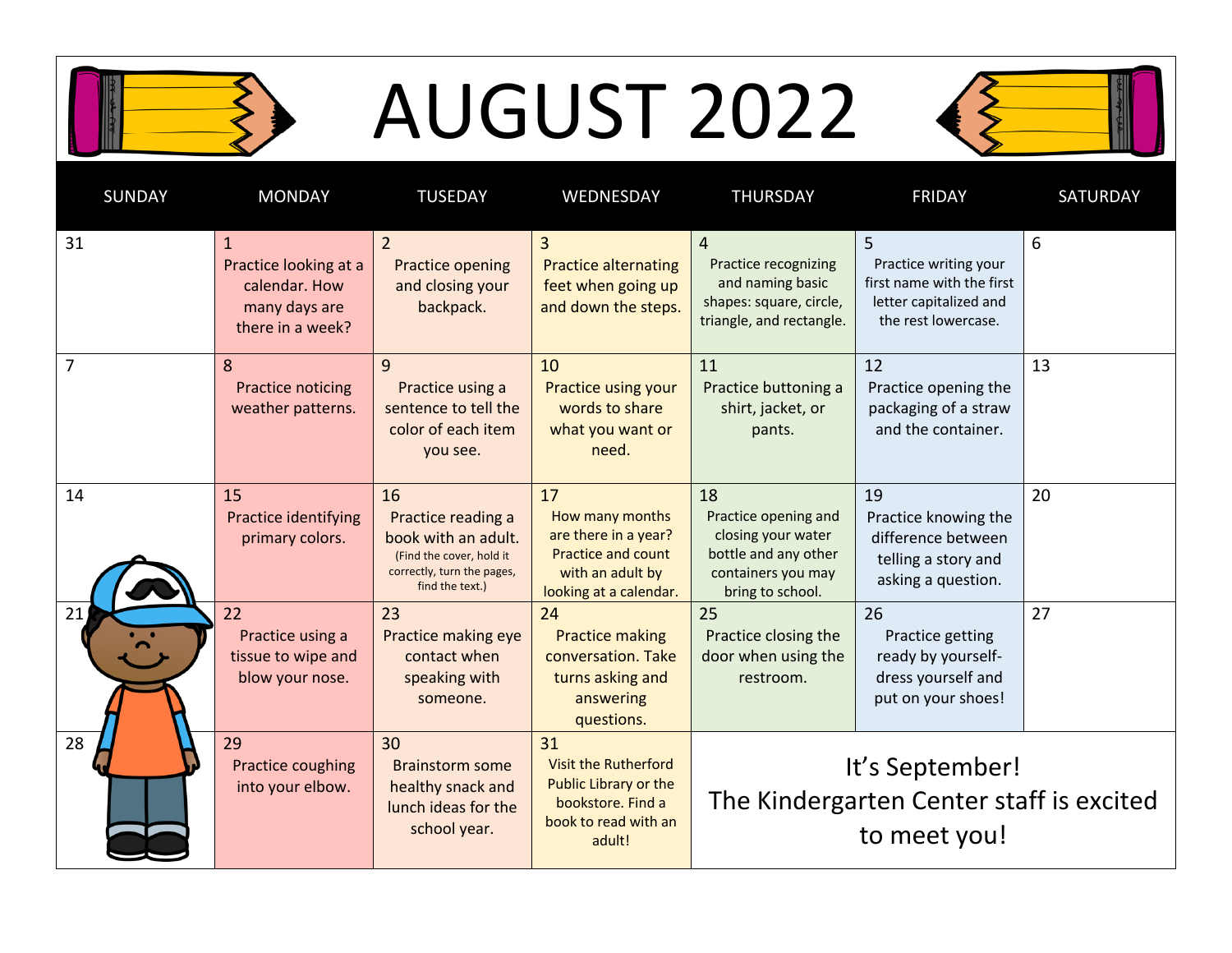# AUGUST 2022

| SUNDAY | MONDAY | TUSEDAY | WEDNESDAY | THURSDAY | FRIDAY | SATURDAY |
| --- | --- | --- | --- | --- | --- | --- |
| 31 | 1 Practice looking at a calendar. How many days are there in a week? | 2 Practice opening and closing your backpack. | 3 Practice alternating feet when going up and down the steps. | 4 Practice recognizing and naming basic shapes: square, circle, triangle, and rectangle. | 5 Practice writing your first name with the first letter capitalized and the rest lowercase. | 6 |
| 7 | 8 Practice noticing weather patterns. | 9 Practice using a sentence to tell the color of each item you see. | 10 Practice using your words to share what you want or need. | 11 Practice buttoning a shirt, jacket, or pants. | 12 Practice opening the packaging of a straw and the container. | 13 |
| 14 | 15 Practice identifying primary colors. | 16 Practice reading a book with an adult. (Find the cover, hold it correctly, turn the pages, find the text.) | 17 How many months are there in a year? Practice and count with an adult by looking at a calendar. | 18 Practice opening and closing your water bottle and any other containers you may bring to school. | 19 Practice knowing the difference between telling a story and asking a question. | 20 |
| 21 | 22 Practice using a tissue to wipe and blow your nose. | 23 Practice making eye contact when speaking with someone. | 24 Practice making conversation. Take turns asking and answering questions. | 25 Practice closing the door when using the restroom. | 26 Practice getting ready by yourself- dress yourself and put on your shoes! | 27 |
| 28 | 29 Practice coughing into your elbow. | 30 Brainstorm some healthy snack and lunch ideas for the school year. | 31 Visit the Rutherford Public Library or the bookstore. Find a book to read with an adult! | It's September! The Kindergarten Center staff is excited to meet you! | | |